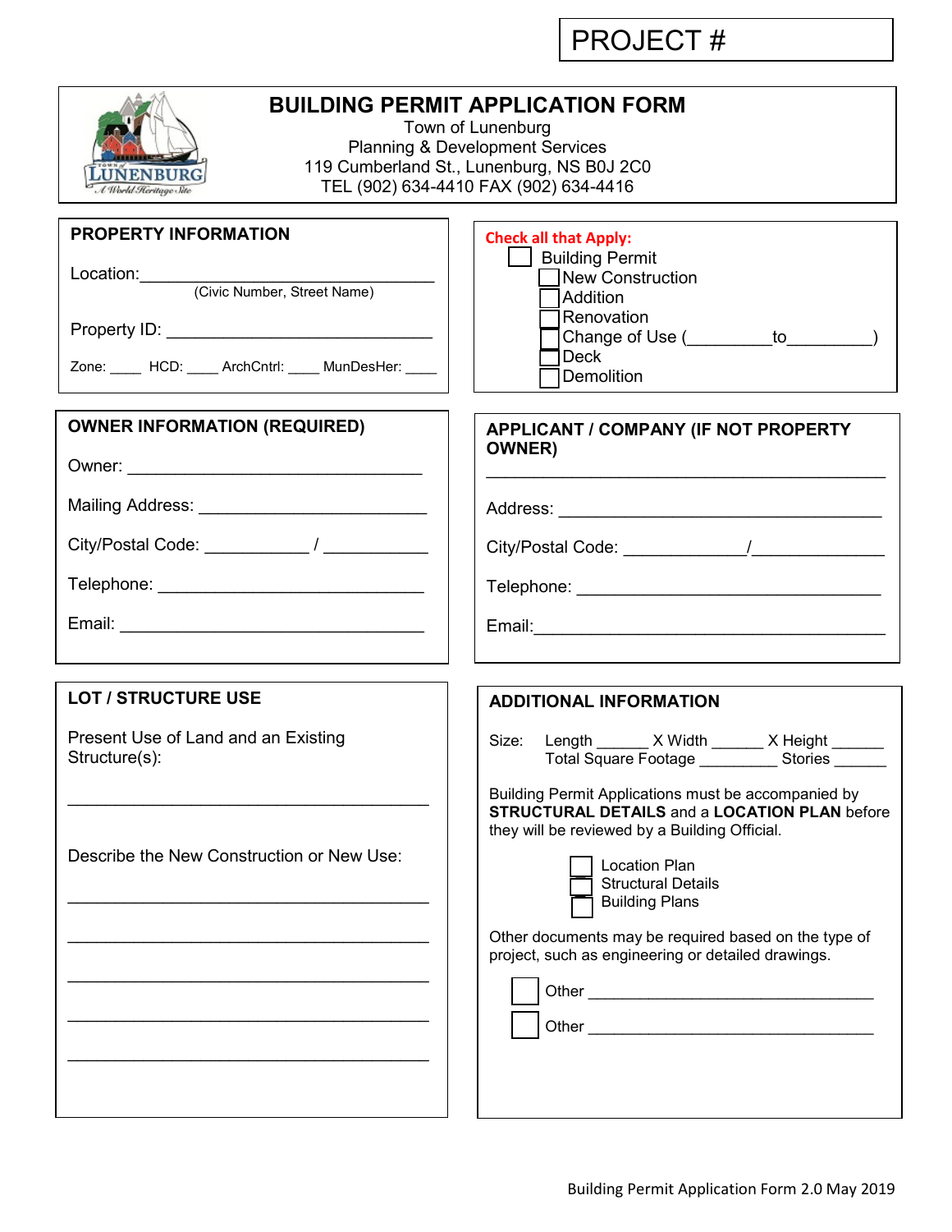PROJECT #

# BUILDING PERMIT APPLICATION FORM

Town of Lunenburg
Planning & Development Services
119 Cumberland St., Lunenburg, NS B0J 2C0
TEL (902) 634-4410 FAX (902) 634-4416

## PROPERTY INFORMATION

Location:________________________________
(Civic Number, Street Name)

Property ID: ____________________________

Zone: ____ HCD: ____ ArchCntrl: ____ MunDesHer: ____

**Check all that Apply:**

- ☐ Building Permit
  - ☐ New Construction
  - ☐ Addition
  - ☐ Renovation
  - ☐ Change of Use (_________to_________)
  - ☐ Deck
  - ☐ Demolition

## OWNER INFORMATION (REQUIRED)

Owner: ________________________________

Mailing Address: ________________________

City/Postal Code: ___________ / ___________

Telephone: ____________________________

Email: ________________________________

## APPLICANT / COMPANY (IF NOT PROPERTY OWNER)

________________________________________

Address: _______________________________

City/Postal Code: _____________/_____________

Telephone: _____________________________

Email:_________________________________

## LOT / STRUCTURE USE

Present Use of Land and an Existing Structure(s):

________________________________________

Describe the New Construction or New Use:

________________________________________

________________________________________

________________________________________

________________________________________

________________________________________

## ADDITIONAL INFORMATION

Size: Length ______ X Width ______ X Height ______
Total Square Footage _________ Stories ______

Building Permit Applications must be accompanied by **STRUCTURAL DETAILS** and a **LOCATION PLAN** before they will be reviewed by a Building Official.

- ☐ Location Plan
- ☐ Structural Details
- ☐ Building Plans

Other documents may be required based on the type of project, such as engineering or detailed drawings.

- ☐ Other ________________________________
- ☐ Other ________________________________

Building Permit Application Form 2.0 May 2019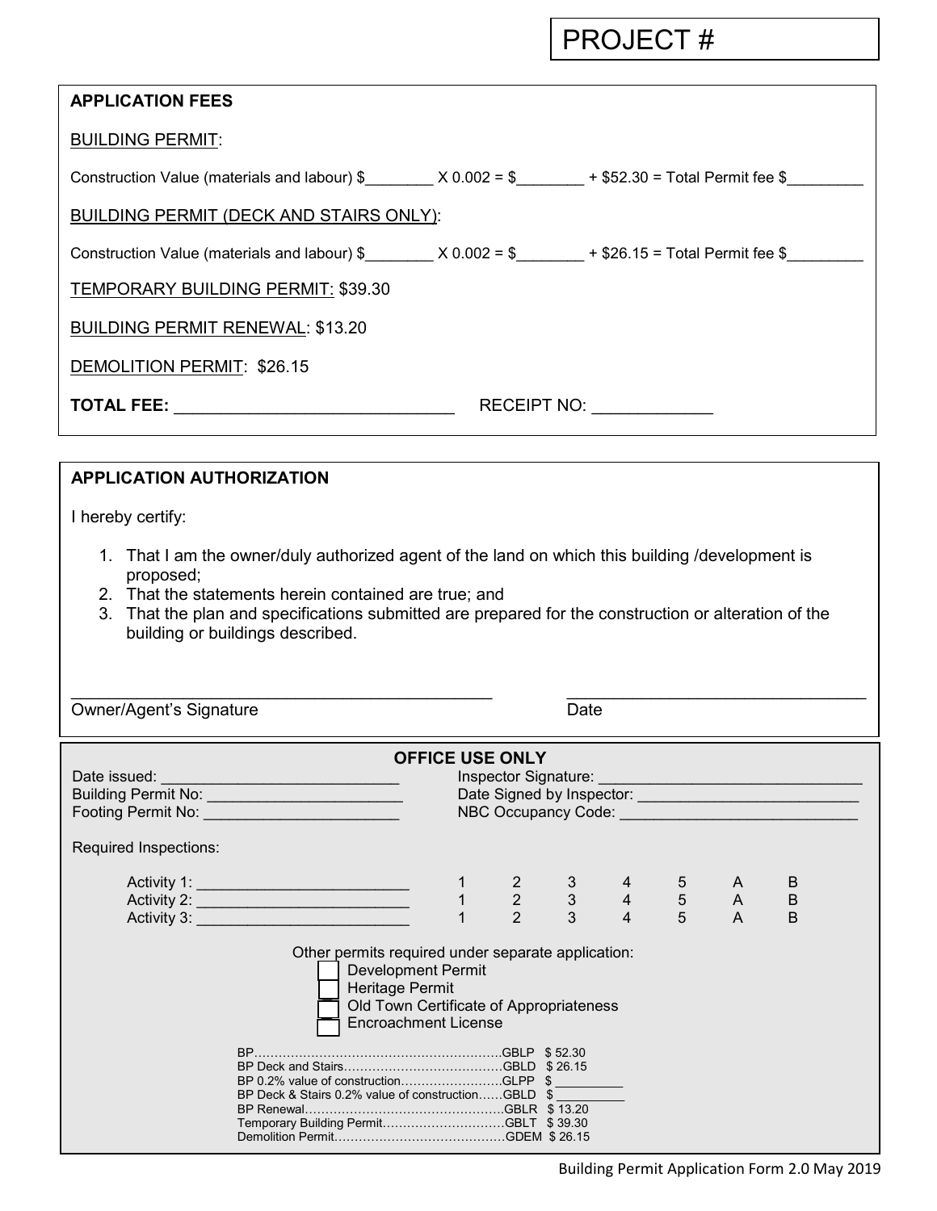PROJECT #

**APPLICATION FEES**

BUILDING PERMIT:

Construction Value (materials and labour) $________ X 0.002 = $________ + $52.30 = Total Permit fee $________

BUILDING PERMIT (DECK AND STAIRS ONLY):

Construction Value (materials and labour) $________ X 0.002 = $________ + $26.15 = Total Permit fee $________

TEMPORARY BUILDING PERMIT: $39.30

BUILDING PERMIT RENEWAL: $13.20

DEMOLITION PERMIT: $26.15

**TOTAL FEE:** ______________________________ RECEIPT NO: _____________

**APPLICATION AUTHORIZATION**

I hereby certify:

1. That I am the owner/duly authorized agent of the land on which this building /development is proposed;
2. That the statements herein contained are true; and
3. That the plan and specifications submitted are prepared for the construction or alteration of the building or buildings described.

_____________________________________________ _________________________________

Owner/Agent's Signature Date

**OFFICE USE ONLY**

Date issued: ____________________________
Building Permit No: _______________________
Footing Permit No: _______________________

Inspector Signature: ______________________________
Date Signed by Inspector: __________________________
NBC Occupancy Code: ____________________________

Required Inspections:

| | | | | | | | |
|---|---|---|---|---|---|---|---|
| Activity 1: _________________________ | 1 | 2 | 3 | 4 | 5 | A | B |
| Activity 2: _________________________ | 1 | 2 | 3 | 4 | 5 | A | B |
| Activity 3: _________________________ | 1 | 2 | 3 | 4 | 5 | A | B |

Other permits required under separate application:

- ☐ Development Permit
- ☐ Heritage Permit
- ☐ Old Town Certificate of Appropriateness
- ☐ Encroachment License

BP……………………………………………………GBLP $ 52.30
BP Deck and Stairs………………………………GBLD $ 26.15
BP 0.2% value of construction……………………GLPP $ _________
BP Deck & Stairs 0.2% value of construction……GBLD $ _________
BP Renewal…………………………………………GBLR $ 13.20
Temporary Building Permit…………………………GBLT $ 39.30
Demolition Permit……………………………………GDEM $ 26.15

Building Permit Application Form 2.0 May 2019